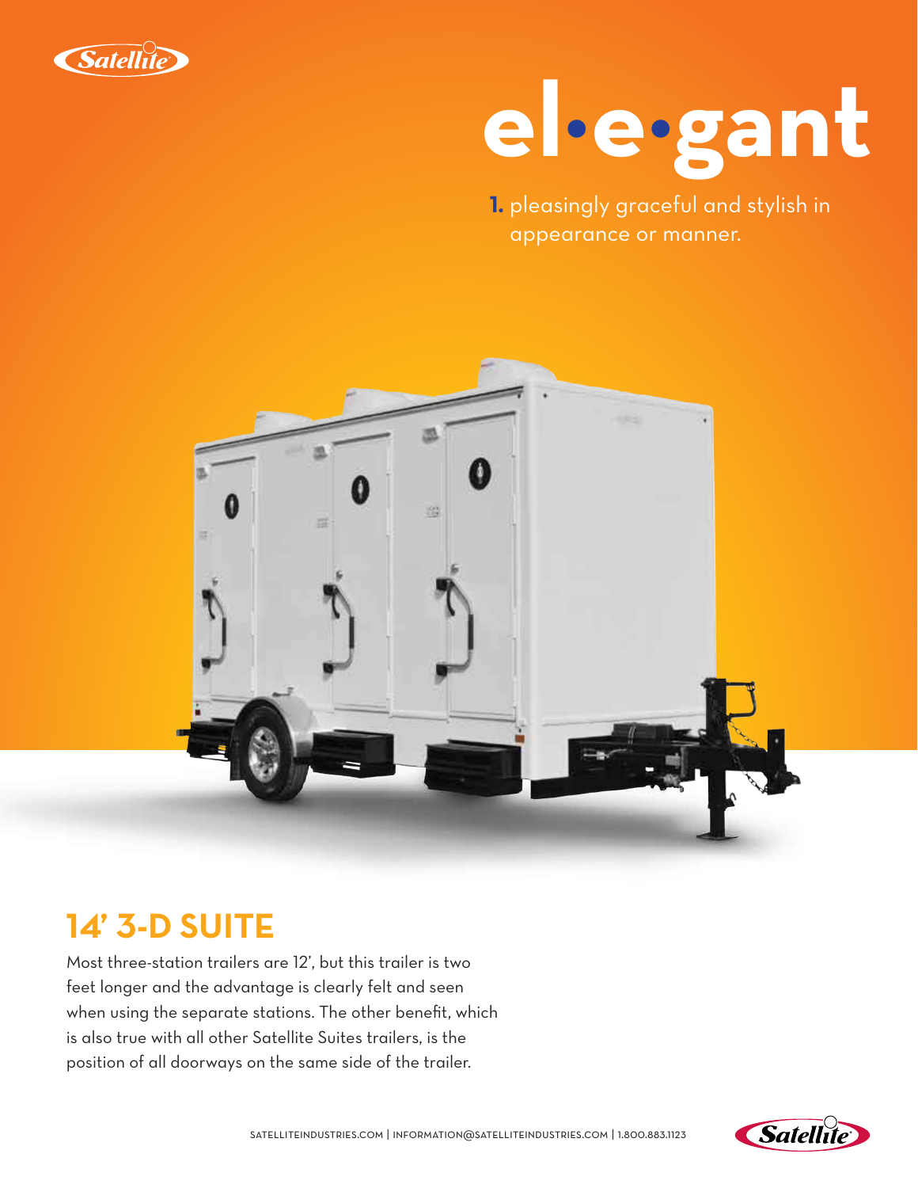# el•e•gant

**1.** pleasingly graceful and stylish in appearance or manner.

## 14' 3-D SUITE

Most three-station trailers are 12', but this trailer is two feet longer and the advantage is clearly felt and seen when using the separate stations. The other benefit, which is also true with all other Satellite Suites trailers, is the position of all doorways on the same side of the trailer.

SATELLITEINDUSTRIES.COM | INFORMATION@SATELLITEINDUSTRIES.COM | 1.800.883.1123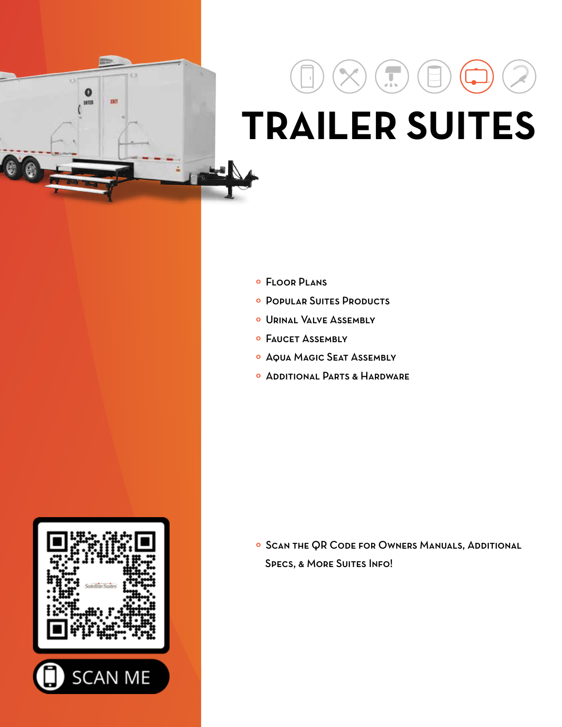# TRAILER SUITES

- Floor Plans
- Popular Suites Products
- Urinal Valve Assembly
- Faucet Assembly
- Aqua Magic Seat Assembly
- Additional Parts & Hardware

- Scan the QR Code for Owners Manuals, Additional Specs, & More Suites Info!

SCAN ME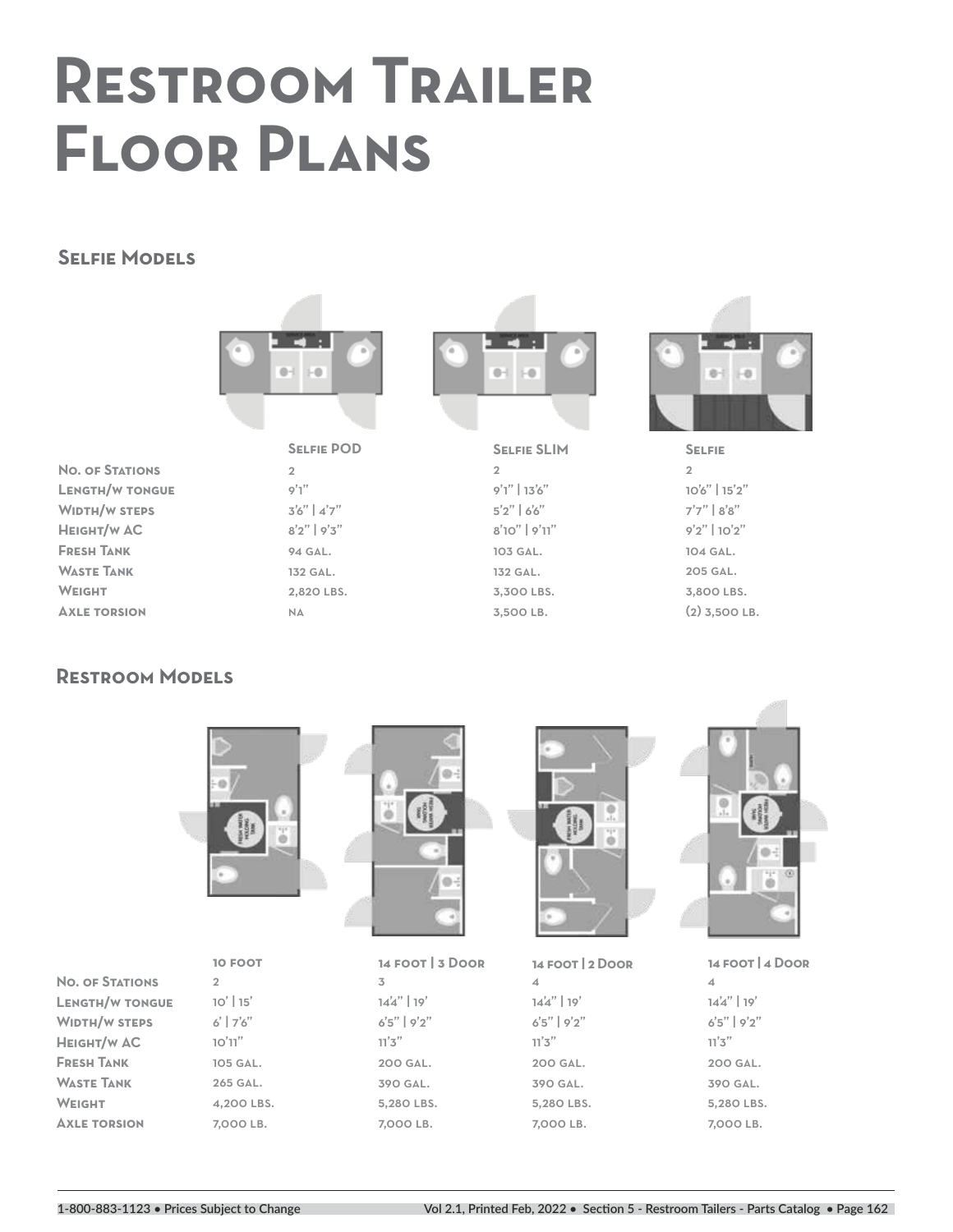# Restroom Trailer Floor Plans

## Selfie Models

| | Selfie POD | Selfie SLIM | Selfie |
|---|---|---|---|
| No. of Stations | 2 | 2 | 2 |
| Length/w tongue | 9'1" | 9'1" \| 13'6" | 10'6" \| 15'2" |
| Width/w steps | 3'6" \| 4'7" | 5'2" \| 6'6" | 7'7" \| 8'8" |
| Height/w AC | 8'2" \| 9'3" | 8'10" \| 9'11" | 9'2" \| 10'2" |
| Fresh Tank | 94 gal. | 103 gal. | 104 gal. |
| Waste Tank | 132 gal. | 132 gal. | 205 gal. |
| Weight | 2,820 lbs. | 3,300 lbs. | 3,800 lbs. |
| Axle torsion | na | 3,500 lb. | (2) 3,500 lb. |

## Restroom Models

| | 10 foot | 14 foot \| 3 Door | 14 foot \| 2 Door | 14 foot \| 4 Door |
|---|---|---|---|---|
| No. of Stations | 2 | 3 | 4 | 4 |
| Length/w tongue | 10' \| 15' | 14'4" \| 19' | 14'4" \| 19' | 14'4" \| 19' |
| Width/w steps | 6' \| 7'6" | 6'5" \| 9'2" | 6'5" \| 9'2" | 6'5" \| 9'2" |
| Height/w AC | 10'11" | 11'3" | 11'3" | 11'3" |
| Fresh Tank | 105 gal. | 200 gal. | 200 gal. | 200 gal. |
| Waste Tank | 265 gal. | 390 gal. | 390 gal. | 390 gal. |
| Weight | 4,200 lbs. | 5,280 lbs. | 5,280 lbs. | 5,280 lbs. |
| Axle torsion | 7,000 lb. | 7,000 lb. | 7,000 lb. | 7,000 lb. |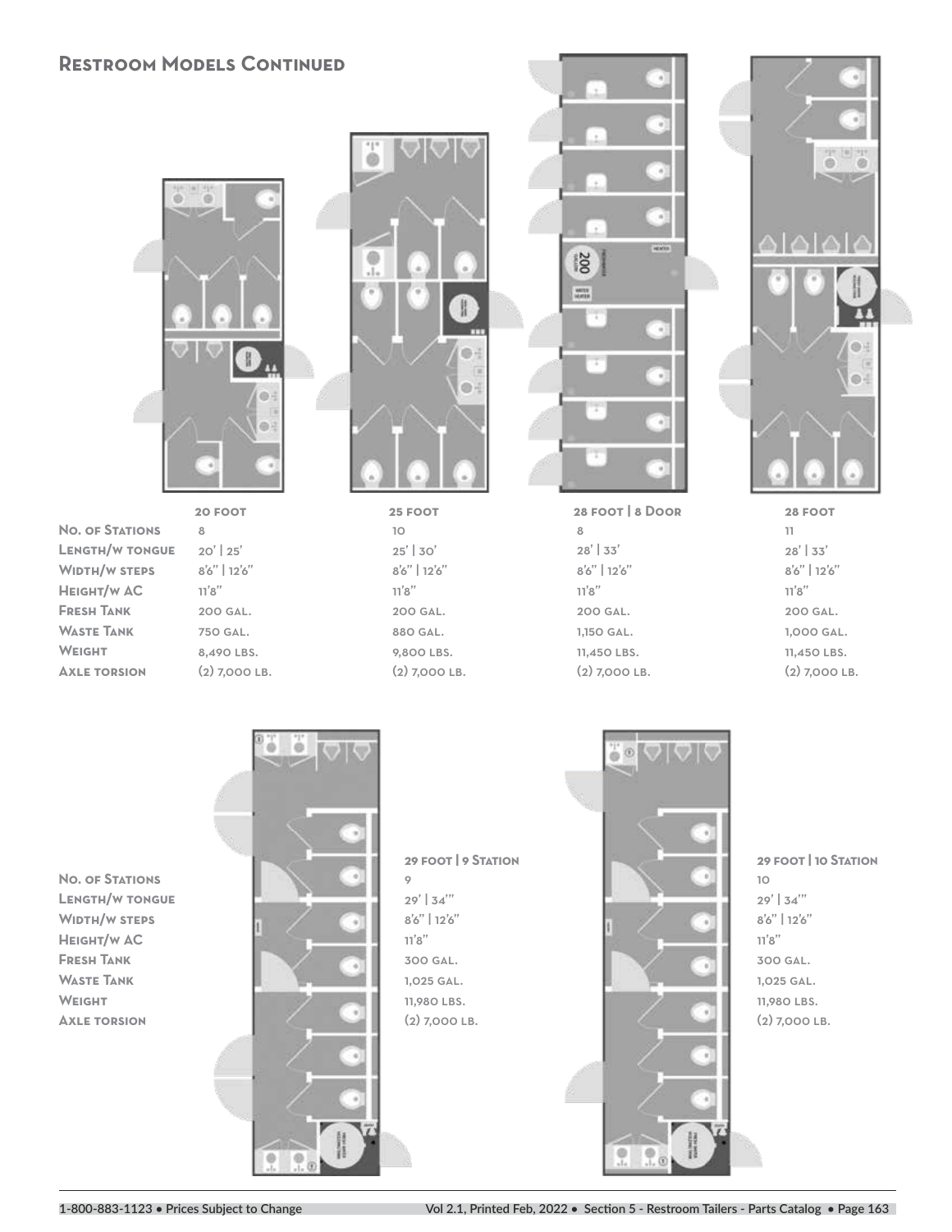## Restroom Models Continued

| | 20 Foot | 25 Foot | 28 Foot \| 8 Door | 28 Foot |
|---|---|---|---|---|
| **No. of Stations** | 8 | 10 | 8 | 11 |
| **Length/w tongue** | 20' \| 25' | 25' \| 30' | 28' \| 33' | 28' \| 33' |
| **Width/w steps** | 8'6" \| 12'6" | 8'6" \| 12'6" | 8'6" \| 12'6" | 8'6" \| 12'6" |
| **Height/w AC** | 11'8" | 11'8" | 11'8" | 11'8" |
| **Fresh Tank** | 200 gal. | 200 gal. | 200 gal. | 200 gal. |
| **Waste Tank** | 750 gal. | 880 gal. | 1,150 gal. | 1,000 gal. |
| **Weight** | 8,490 lbs. | 9,800 lbs. | 11,450 lbs. | 11,450 lbs. |
| **Axle torsion** | (2) 7,000 lb. | (2) 7,000 lb. | (2) 7,000 lb. | (2) 7,000 lb. |

| | 29 Foot \| 9 Station | 29 Foot \| 10 Station |
|---|---|---|
| **No. of Stations** | 9 | 10 |
| **Length/w tongue** | 29' \| 34'" | 29' \| 34'" |
| **Width/w steps** | 8'6" \| 12'6" | 8'6" \| 12'6" |
| **Height/w AC** | 11'8" | 11'8" |
| **Fresh Tank** | 300 gal. | 300 gal. |
| **Waste Tank** | 1,025 gal. | 1,025 gal. |
| **Weight** | 11,980 lbs. | 11,980 lbs. |
| **Axle torsion** | (2) 7,000 lb. | (2) 7,000 lb. |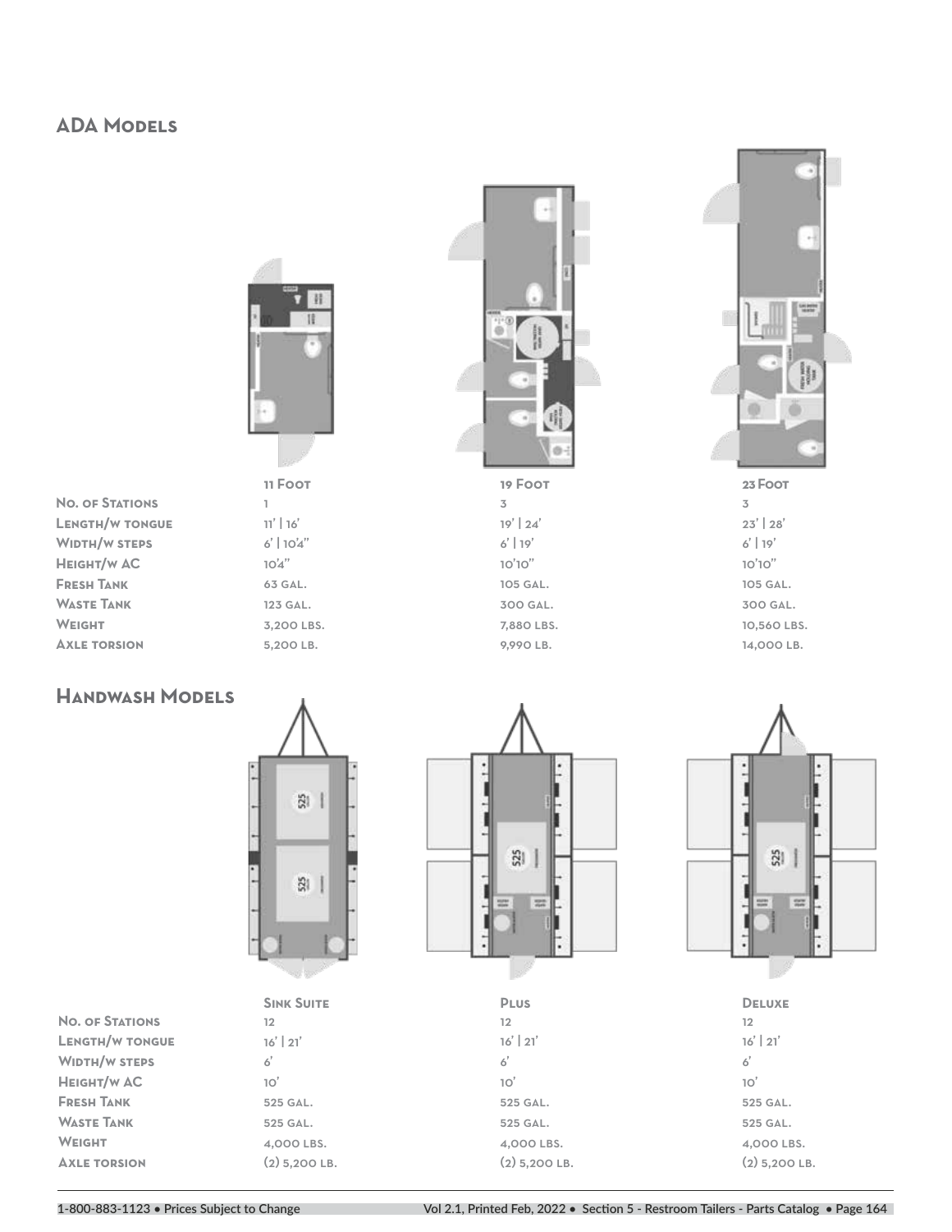## ADA Models

| | 11 Foot | 19 Foot | 23 Foot |
|---|---|---|---|
| No. of Stations | 1 | 3 | 3 |
| Length/w tongue | 11' \| 16' | 19' \| 24' | 23' \| 28' |
| Width/w steps | 6' \| 10'4" | 6' \| 19' | 6' \| 19' |
| Height/w AC | 10'4" | 10'10" | 10'10" |
| Fresh Tank | 63 gal. | 105 gal. | 105 gal. |
| Waste Tank | 123 gal. | 300 gal. | 300 gal. |
| Weight | 3,200 lbs. | 7,880 lbs. | 10,560 lbs. |
| Axle torsion | 5,200 lb. | 9,990 lb. | 14,000 lb. |

## Handwash Models

| | Sink Suite | Plus | Deluxe |
|---|---|---|---|
| No. of Stations | 12 | 12 | 12 |
| Length/w tongue | 16' \| 21' | 16' \| 21' | 16' \| 21' |
| Width/w steps | 6' | 6' | 6' |
| Height/w AC | 10' | 10' | 10' |
| Fresh Tank | 525 gal. | 525 gal. | 525 gal. |
| Waste Tank | 525 gal. | 525 gal. | 525 gal. |
| Weight | 4,000 lbs. | 4,000 lbs. | 4,000 lbs. |
| Axle torsion | (2) 5,200 lb. | (2) 5,200 lb. | (2) 5,200 lb. |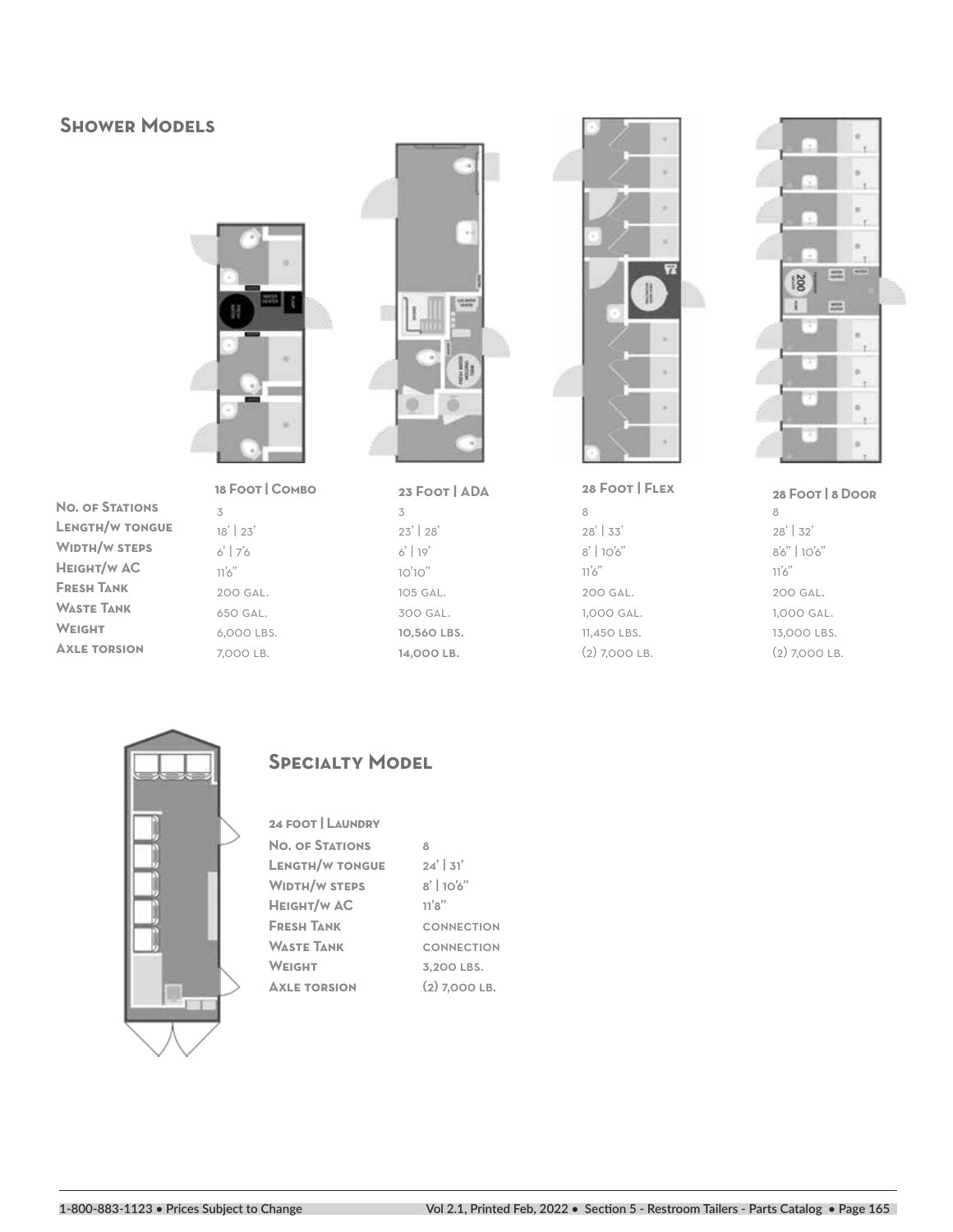## Shower Models

| | 18 Foot \| Combo | 23 Foot \| ADA | 28 Foot \| Flex | 28 Foot \| 8 Door |
|---|---|---|---|---|
| **No. of Stations** | 3 | 3 | 8 | 8 |
| **Length/w tongue** | 18' \| 23' | 23' \| 28' | 28' \| 33' | 28' \| 32' |
| **Width/w steps** | 6' \| 7'6 | 6' \| 19' | 8' \| 10'6" | 8'6" \| 10'6" |
| **Height/w AC** | 11'6" | 10'10" | 11'6" | 11'6" |
| **Fresh Tank** | 200 gal. | 105 gal. | 200 gal. | 200 gal. |
| **Waste Tank** | 650 gal. | 300 gal. | 1,000 gal. | 1,000 gal. |
| **Weight** | 6,000 lbs. | **10,560 lbs.** | 11,450 lbs. | 13,000 lbs. |
| **Axle torsion** | 7,000 lb. | **14,000 lb.** | (2) 7,000 lb. | (2) 7,000 lb. |

## Specialty Model

| 24 foot \| Laundry | |
|---|---|
| **No. of Stations** | 8 |
| **Length/w tongue** | 24' \| 31' |
| **Width/w steps** | 8' \| 10'6" |
| **Height/w AC** | 11'8" |
| **Fresh Tank** | connection |
| **Waste Tank** | connection |
| **Weight** | 3,200 lbs. |
| **Axle torsion** | (2) 7,000 lb. |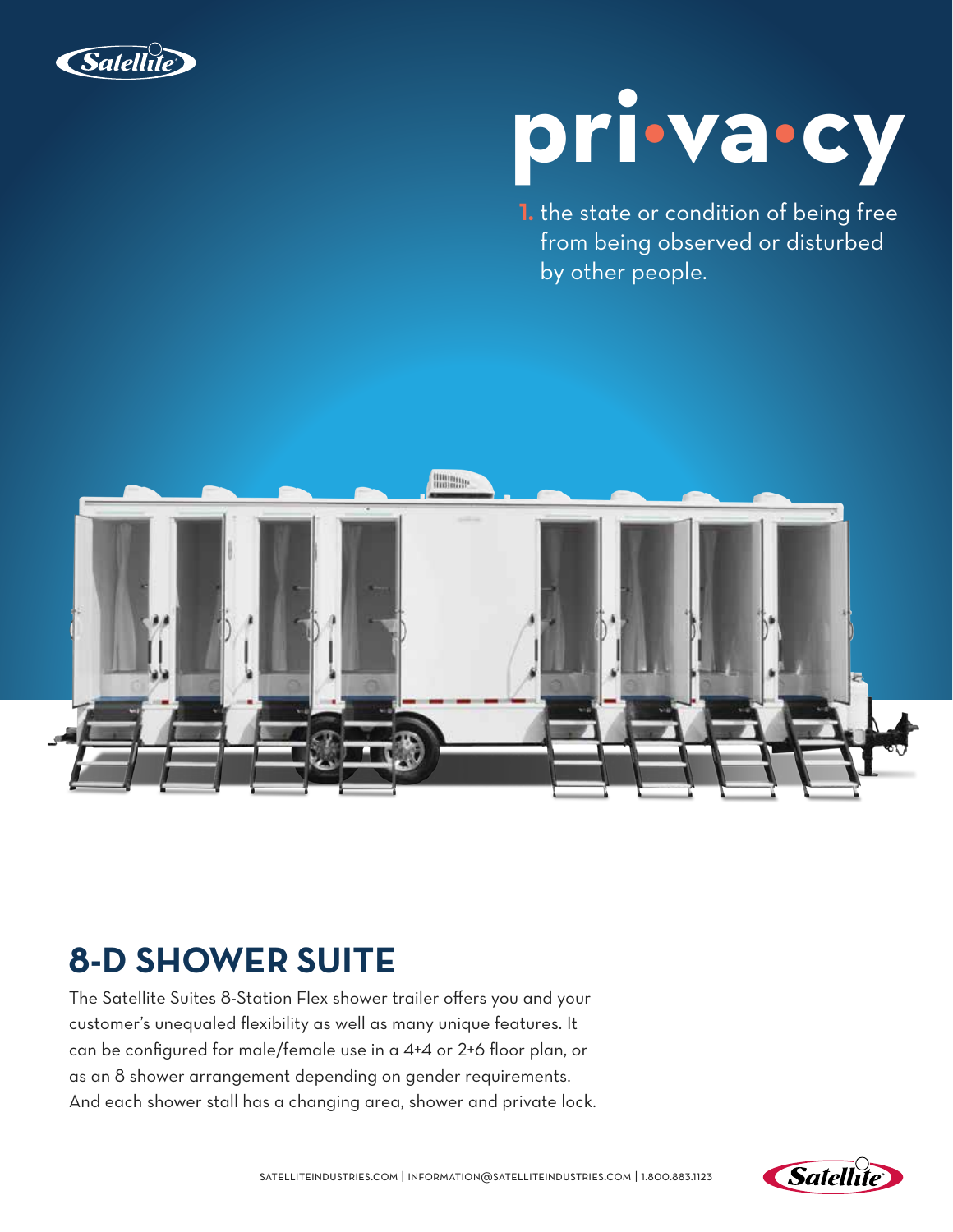# pri•va•cy

**1.** the state or condition of being free from being observed or disturbed by other people.

## 8-D SHOWER SUITE

The Satellite Suites 8-Station Flex shower trailer offers you and your customer's unequaled flexibility as well as many unique features. It can be configured for male/female use in a 4+4 or 2+6 floor plan, or as an 8 shower arrangement depending on gender requirements. And each shower stall has a changing area, shower and private lock.

SATELLITEINDUSTRIES.COM | INFORMATION@SATELLITEINDUSTRIES.COM | 1.800.883.1123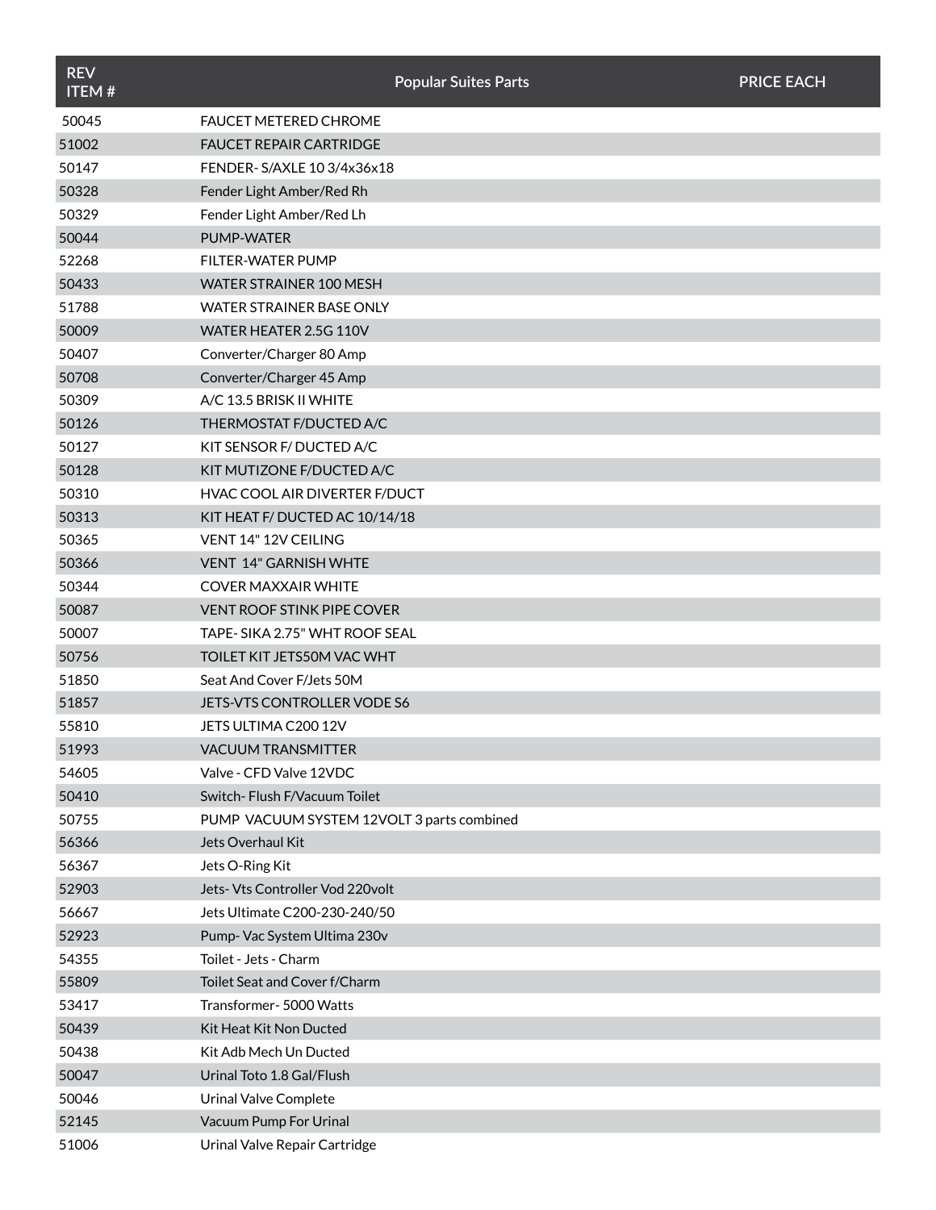| REV ITEM # | Popular Suites Parts | PRICE EACH |
| --- | --- | --- |
| 50045 | FAUCET METERED CHROME | |
| 51002 | FAUCET REPAIR CARTRIDGE | |
| 50147 | FENDER- S/AXLE 10 3/4x36x18 | |
| 50328 | Fender Light Amber/Red Rh | |
| 50329 | Fender Light Amber/Red Lh | |
| 50044 | PUMP-WATER | |
| 52268 | FILTER-WATER PUMP | |
| 50433 | WATER STRAINER 100 MESH | |
| 51788 | WATER STRAINER BASE ONLY | |
| 50009 | WATER HEATER 2.5G 110V | |
| 50407 | Converter/Charger 80 Amp | |
| 50708 | Converter/Charger 45 Amp | |
| 50309 | A/C 13.5 BRISK II WHITE | |
| 50126 | THERMOSTAT F/DUCTED A/C | |
| 50127 | KIT SENSOR F/ DUCTED A/C | |
| 50128 | KIT MUTIZONE F/DUCTED A/C | |
| 50310 | HVAC COOL AIR DIVERTER F/DUCT | |
| 50313 | KIT HEAT F/ DUCTED AC 10/14/18 | |
| 50365 | VENT 14" 12V CEILING | |
| 50366 | VENT 14" GARNISH WHTE | |
| 50344 | COVER MAXXAIR WHITE | |
| 50087 | VENT ROOF STINK PIPE COVER | |
| 50007 | TAPE- SIKA 2.75" WHT ROOF SEAL | |
| 50756 | TOILET KIT JETS50M VAC WHT | |
| 51850 | Seat And Cover F/Jets 50M | |
| 51857 | JETS-VTS CONTROLLER VODE S6 | |
| 55810 | JETS ULTIMA C200 12V | |
| 51993 | VACUUM TRANSMITTER | |
| 54605 | Valve - CFD Valve 12VDC | |
| 50410 | Switch- Flush F/Vacuum Toilet | |
| 50755 | PUMP VACUUM SYSTEM 12VOLT 3 parts combined | |
| 56366 | Jets Overhaul Kit | |
| 56367 | Jets O-Ring Kit | |
| 52903 | Jets- Vts Controller Vod 220volt | |
| 56667 | Jets Ultimate C200-230-240/50 | |
| 52923 | Pump- Vac System Ultima 230v | |
| 54355 | Toilet - Jets - Charm | |
| 55809 | Toilet Seat and Cover f/Charm | |
| 53417 | Transformer- 5000 Watts | |
| 50439 | Kit Heat Kit Non Ducted | |
| 50438 | Kit Adb Mech Un Ducted | |
| 50047 | Urinal Toto 1.8 Gal/Flush | |
| 50046 | Urinal Valve Complete | |
| 52145 | Vacuum Pump For Urinal | |
| 51006 | Urinal Valve Repair Cartridge | |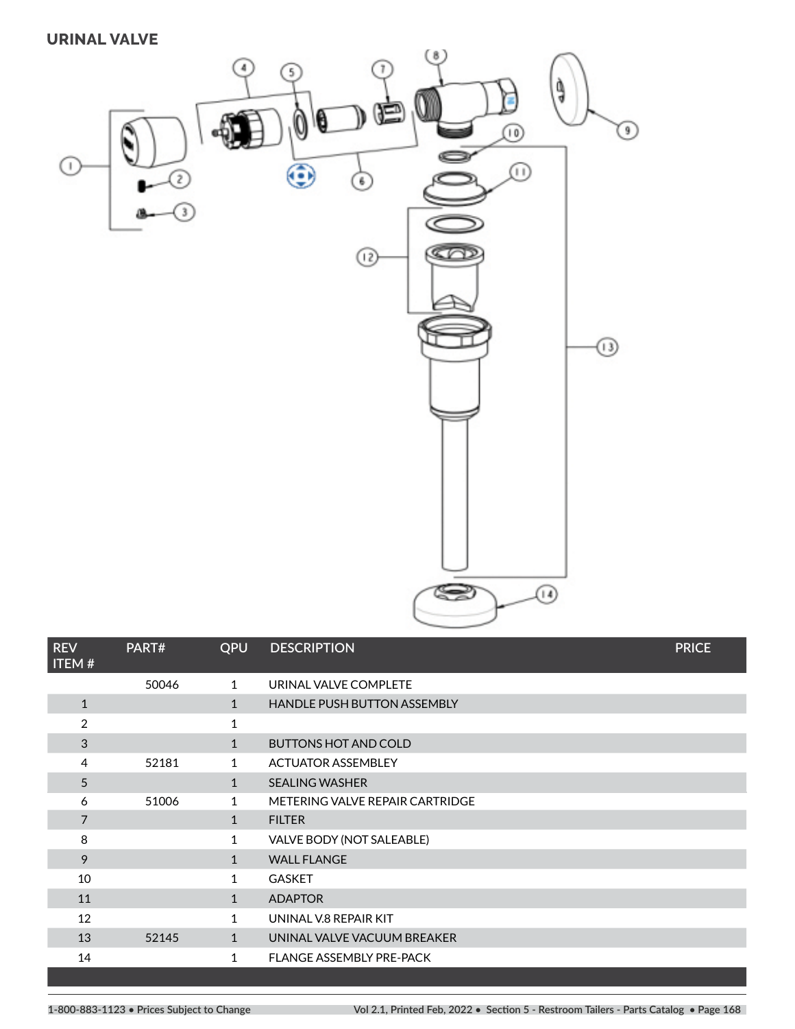## URINAL VALVE

| REV ITEM # | PART# | QPU | DESCRIPTION | PRICE |
|---|---|---|---|---|
| | 50046 | 1 | URINAL VALVE COMPLETE | |
| 1 | | 1 | HANDLE PUSH BUTTON ASSEMBLY | |
| 2 | | 1 | | |
| 3 | | 1 | BUTTONS HOT AND COLD | |
| 4 | 52181 | 1 | ACTUATOR ASSEMBLEY | |
| 5 | | 1 | SEALING WASHER | |
| 6 | 51006 | 1 | METERING VALVE REPAIR CARTRIDGE | |
| 7 | | 1 | FILTER | |
| 8 | | 1 | VALVE BODY (NOT SALEABLE) | |
| 9 | | 1 | WALL FLANGE | |
| 10 | | 1 | GASKET | |
| 11 | | 1 | ADAPTOR | |
| 12 | | 1 | UNINAL V.8 REPAIR KIT | |
| 13 | 52145 | 1 | UNINAL VALVE VACUUM BREAKER | |
| 14 | | 1 | FLANGE ASSEMBLY PRE-PACK | |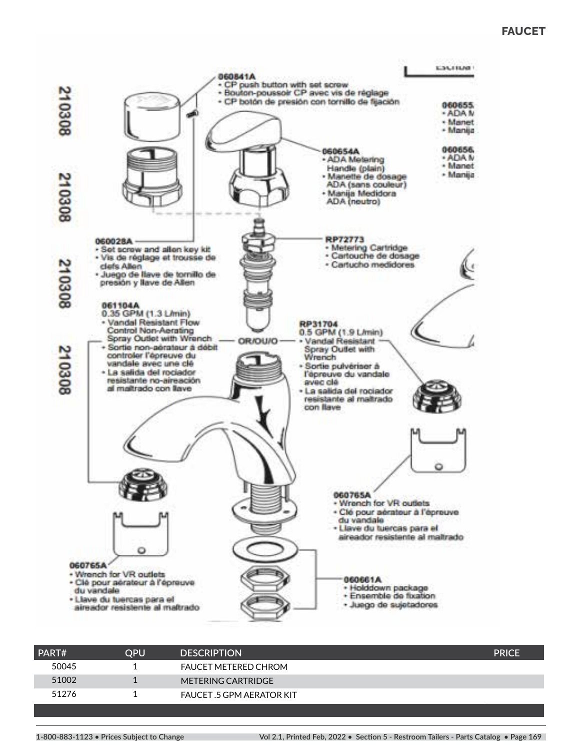# FAUCET

210308

210308

210308

210308

**060841A**
- CP push button with set screw
- Bouton-poussoir CP avec vis de réglage
- CP botón de presión con tornillo de fijación

**060655**
- ADA M
- Manet
- Manija

**060654A**
- ADA Metering Handle (plain)
- Manette de dosage ADA (sans couleur)
- Manija Medidora ADA (neutro)

**060656**
- ADA M
- Manet
- Manija

**060028A**
- Set screw and allen key kit
- Vis de réglage et trousse de clefs Allen
- Juego de llave de tornillo de presión y llave de Allen

**RP72773**
- Metering Cartridge
- Cartouche de dosage
- Cartucho medidores

**061104A**
0.35 GPM (1.3 L/min)
- Vandal Resistant Flow Control Non-Aerating Spray Outlet with Wrench
- Sortie non-aérateur à débit controler l'épreuve du vandale avec une clé
- La salida del rociador resistante no-aireación al maltrado con llave

OR/OU/O

**RP31704**
0.5 GPM (1.9 L/min)
- Vandal Resistant Spray Outlet with Wrench
- Sortie pulvériser à l'épreuve du vandale avec clé
- La salida del rociador resistante al maltrado con llave

**060765A**
- Wrench for VR outlets
- Clé pour aérateur à l'épreuve du vandale
- Llave du tuercas para el aireador resistente al maltrado

**060765A**
- Wrench for VR outlets
- Clé pour aérateur à l'épreuve du vandale
- Llave du tuercas para el aireador resistente al maltrado

**060661A**
- Holddown package
- Ensemble de fixation
- Juego de sujetadores

| PART# | QPU | DESCRIPTION | PRICE |
|---|---|---|---|
| 50045 | 1 | FAUCET METERED CHROM | |
| 51002 | 1 | METERING CARTRIDGE | |
| 51276 | 1 | FAUCET .5 GPM AERATOR KIT | |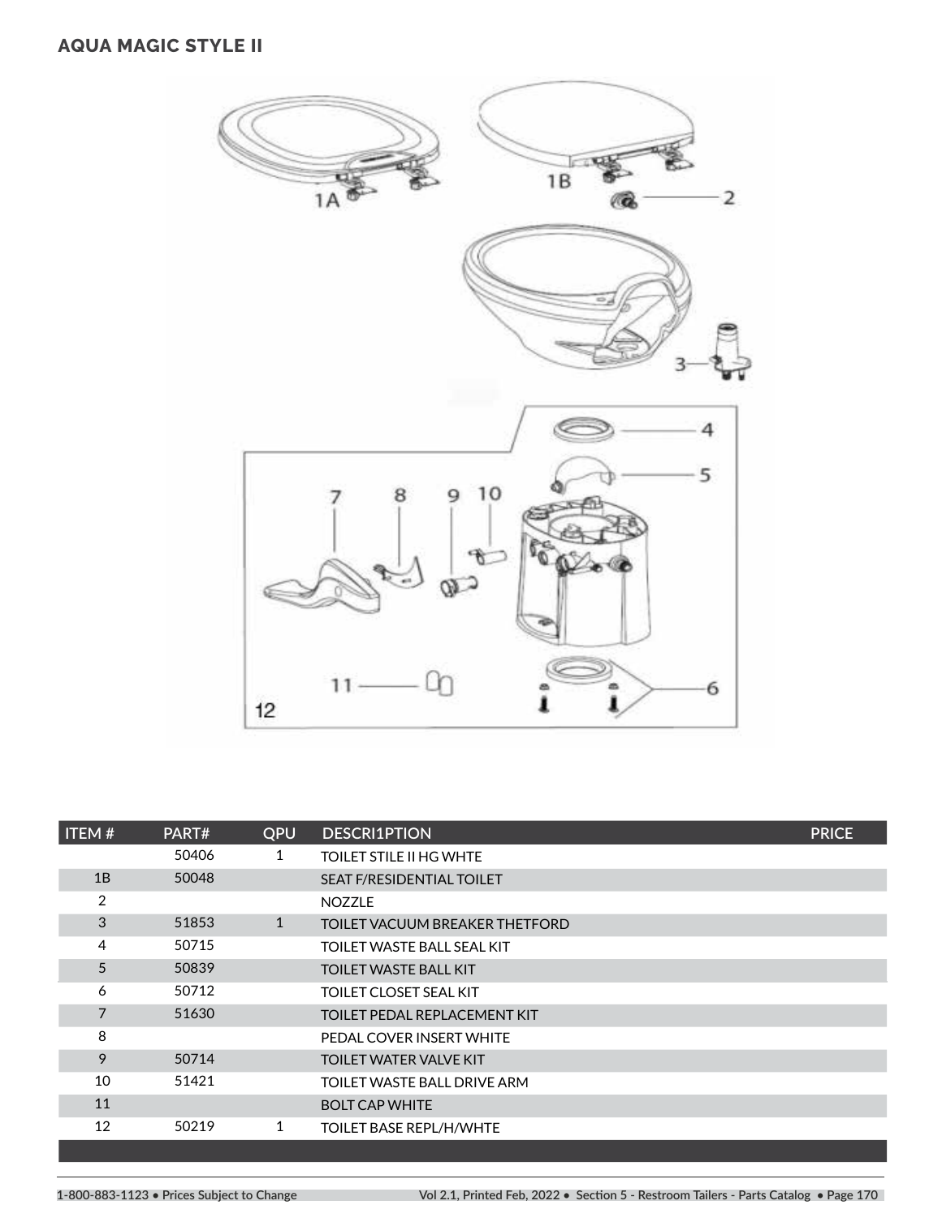## AQUA MAGIC STYLE II

| ITEM # | PART# | QPU | DESCRI1PTION | PRICE |
|---|---|---|---|---|
| | 50406 | 1 | TOILET STILE II HG WHTE | |
| 1B | 50048 | | SEAT F/RESIDENTIAL TOILET | |
| 2 | | | NOZZLE | |
| 3 | 51853 | 1 | TOILET VACUUM BREAKER THETFORD | |
| 4 | 50715 | | TOILET WASTE BALL SEAL KIT | |
| 5 | 50839 | | TOILET WASTE BALL KIT | |
| 6 | 50712 | | TOILET CLOSET SEAL KIT | |
| 7 | 51630 | | TOILET PEDAL REPLACEMENT KIT | |
| 8 | | | PEDAL COVER INSERT WHITE | |
| 9 | 50714 | | TOILET WATER VALVE KIT | |
| 10 | 51421 | | TOILET WASTE BALL DRIVE ARM | |
| 11 | | | BOLT CAP WHITE | |
| 12 | 50219 | 1 | TOILET BASE REPL/H/WHTE | |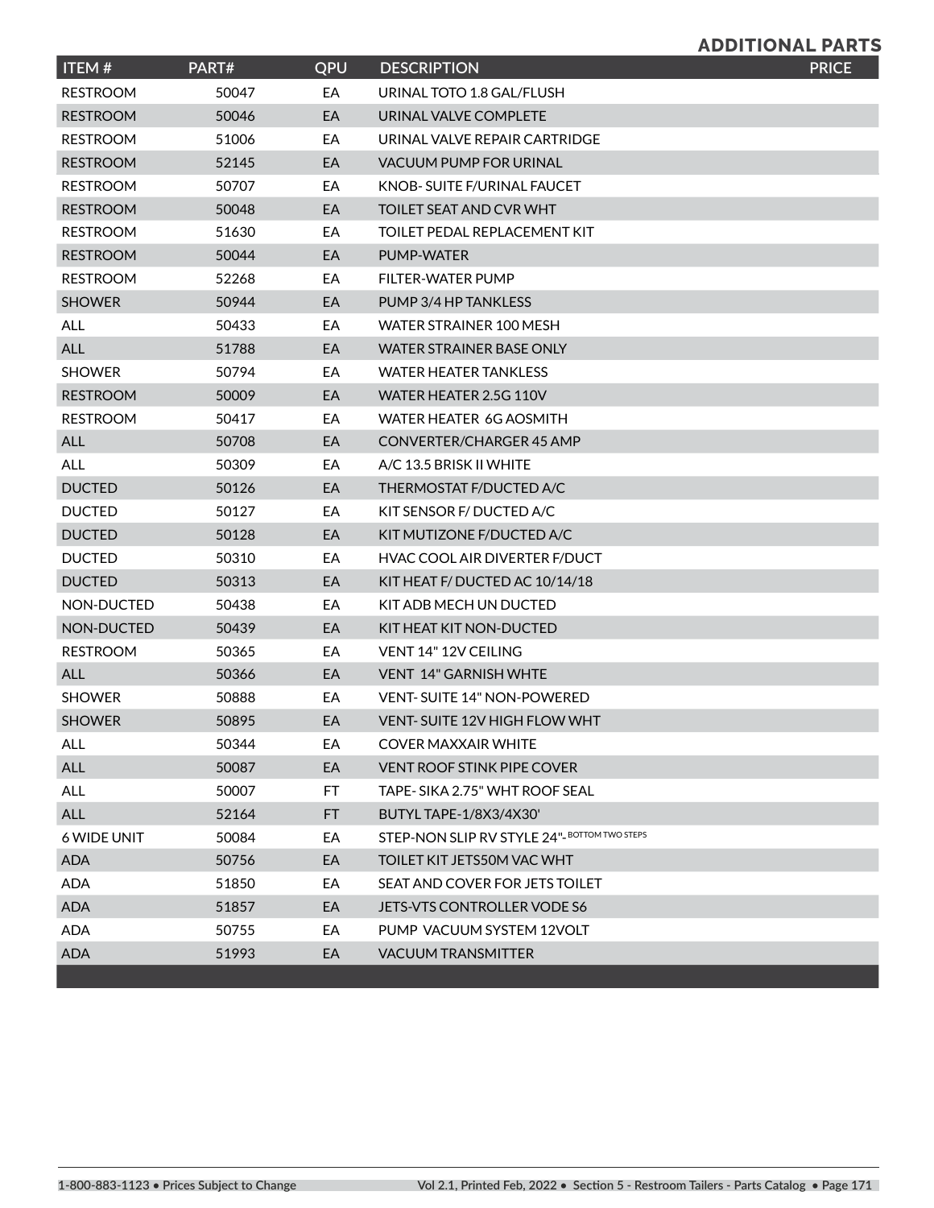## ADDITIONAL PARTS

| ITEM # | PART# | QPU | DESCRIPTION | PRICE |
|---|---|---|---|---|
| RESTROOM | 50047 | EA | URINAL TOTO 1.8 GAL/FLUSH | |
| RESTROOM | 50046 | EA | URINAL VALVE COMPLETE | |
| RESTROOM | 51006 | EA | URINAL VALVE REPAIR CARTRIDGE | |
| RESTROOM | 52145 | EA | VACUUM PUMP FOR URINAL | |
| RESTROOM | 50707 | EA | KNOB- SUITE F/URINAL FAUCET | |
| RESTROOM | 50048 | EA | TOILET SEAT AND CVR WHT | |
| RESTROOM | 51630 | EA | TOILET PEDAL REPLACEMENT KIT | |
| RESTROOM | 50044 | EA | PUMP-WATER | |
| RESTROOM | 52268 | EA | FILTER-WATER PUMP | |
| SHOWER | 50944 | EA | PUMP 3/4 HP TANKLESS | |
| ALL | 50433 | EA | WATER STRAINER 100 MESH | |
| ALL | 51788 | EA | WATER STRAINER BASE ONLY | |
| SHOWER | 50794 | EA | WATER HEATER TANKLESS | |
| RESTROOM | 50009 | EA | WATER HEATER 2.5G 110V | |
| RESTROOM | 50417 | EA | WATER HEATER 6G AOSMITH | |
| ALL | 50708 | EA | CONVERTER/CHARGER 45 AMP | |
| ALL | 50309 | EA | A/C 13.5 BRISK II WHITE | |
| DUCTED | 50126 | EA | THERMOSTAT F/DUCTED A/C | |
| DUCTED | 50127 | EA | KIT SENSOR F/ DUCTED A/C | |
| DUCTED | 50128 | EA | KIT MUTIZONE F/DUCTED A/C | |
| DUCTED | 50310 | EA | HVAC COOL AIR DIVERTER F/DUCT | |
| DUCTED | 50313 | EA | KIT HEAT F/ DUCTED AC 10/14/18 | |
| NON-DUCTED | 50438 | EA | KIT ADB MECH UN DUCTED | |
| NON-DUCTED | 50439 | EA | KIT HEAT KIT NON-DUCTED | |
| RESTROOM | 50365 | EA | VENT 14" 12V CEILING | |
| ALL | 50366 | EA | VENT 14" GARNISH WHTE | |
| SHOWER | 50888 | EA | VENT- SUITE 14" NON-POWERED | |
| SHOWER | 50895 | EA | VENT- SUITE 12V HIGH FLOW WHT | |
| ALL | 50344 | EA | COVER MAXXAIR WHITE | |
| ALL | 50087 | EA | VENT ROOF STINK PIPE COVER | |
| ALL | 50007 | FT | TAPE- SIKA 2.75" WHT ROOF SEAL | |
| ALL | 52164 | FT | BUTYL TAPE-1/8X3/4X30' | |
| 6 WIDE UNIT | 50084 | EA | STEP-NON SLIP RV STYLE 24"- BOTTOM TWO STEPS | |
| ADA | 50756 | EA | TOILET KIT JETS50M VAC WHT | |
| ADA | 51850 | EA | SEAT AND COVER FOR JETS TOILET | |
| ADA | 51857 | EA | JETS-VTS CONTROLLER VODE S6 | |
| ADA | 50755 | EA | PUMP VACUUM SYSTEM 12VOLT | |
| ADA | 51993 | EA | VACUUM TRANSMITTER | |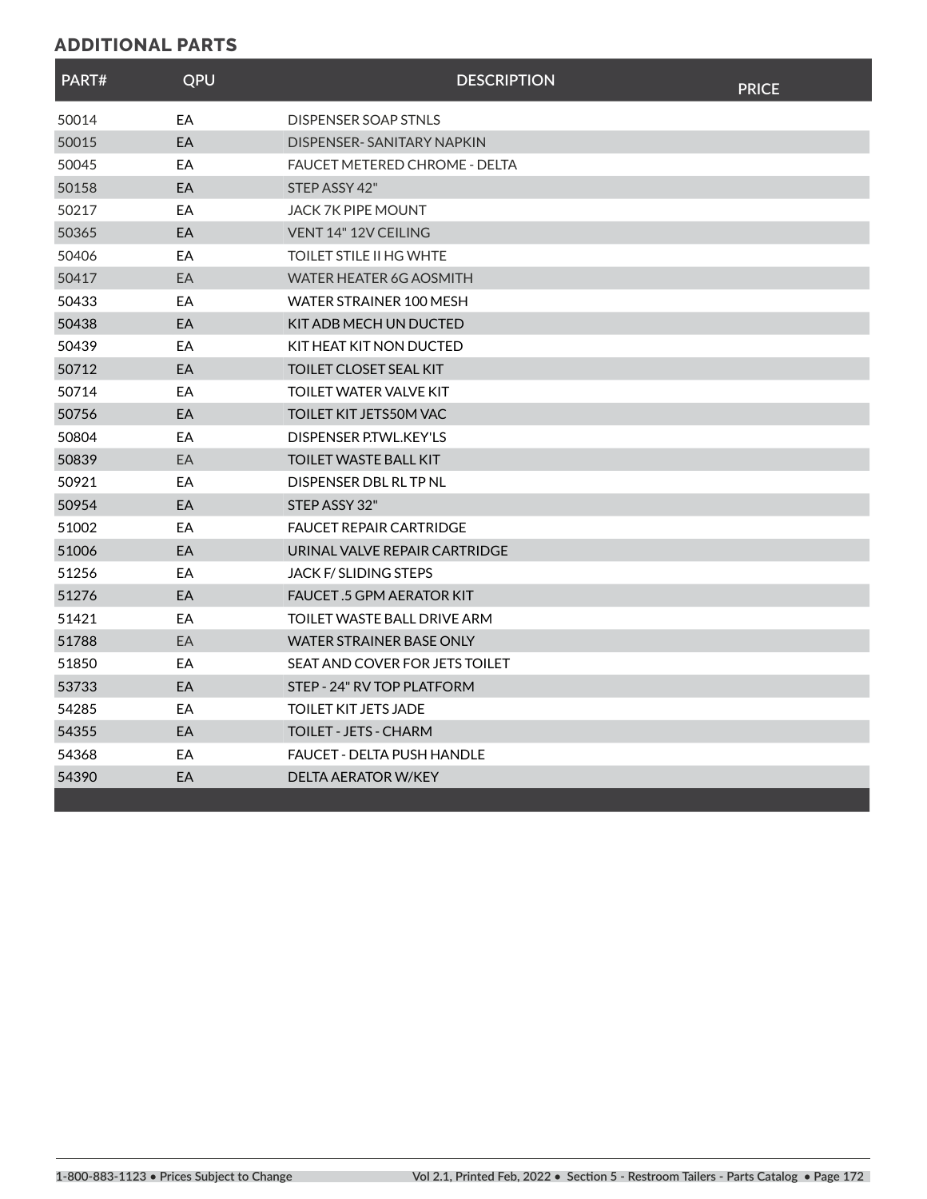## ADDITIONAL PARTS

| PART# | QPU | DESCRIPTION | PRICE |
|---|---|---|---|
| 50014 | EA | DISPENSER SOAP STNLS | |
| 50015 | EA | DISPENSER- SANITARY NAPKIN | |
| 50045 | EA | FAUCET METERED CHROME - DELTA | |
| 50158 | EA | STEP ASSY 42" | |
| 50217 | EA | JACK 7K PIPE MOUNT | |
| 50365 | EA | VENT 14" 12V CEILING | |
| 50406 | EA | TOILET STILE II HG WHTE | |
| 50417 | EA | WATER HEATER 6G AOSMITH | |
| 50433 | EA | WATER STRAINER 100 MESH | |
| 50438 | EA | KIT ADB MECH UN DUCTED | |
| 50439 | EA | KIT HEAT KIT NON DUCTED | |
| 50712 | EA | TOILET CLOSET SEAL KIT | |
| 50714 | EA | TOILET WATER VALVE KIT | |
| 50756 | EA | TOILET KIT JETS50M VAC | |
| 50804 | EA | DISPENSER P.TWL.KEY'LS | |
| 50839 | EA | TOILET WASTE BALL KIT | |
| 50921 | EA | DISPENSER DBL RL TP NL | |
| 50954 | EA | STEP ASSY 32" | |
| 51002 | EA | FAUCET REPAIR CARTRIDGE | |
| 51006 | EA | URINAL VALVE REPAIR CARTRIDGE | |
| 51256 | EA | JACK F/ SLIDING STEPS | |
| 51276 | EA | FAUCET .5 GPM AERATOR KIT | |
| 51421 | EA | TOILET WASTE BALL DRIVE ARM | |
| 51788 | EA | WATER STRAINER BASE ONLY | |
| 51850 | EA | SEAT AND COVER FOR JETS TOILET | |
| 53733 | EA | STEP - 24" RV TOP PLATFORM | |
| 54285 | EA | TOILET KIT JETS JADE | |
| 54355 | EA | TOILET - JETS - CHARM | |
| 54368 | EA | FAUCET - DELTA PUSH HANDLE | |
| 54390 | EA | DELTA AERATOR W/KEY | |